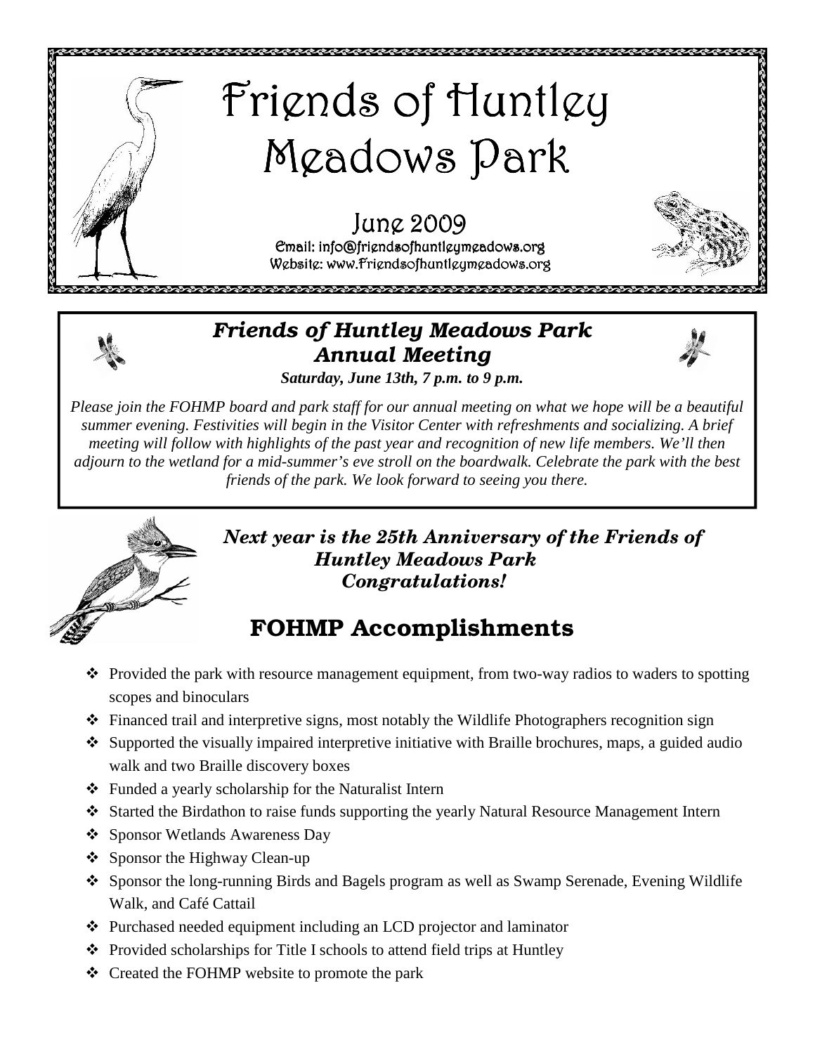# Friends of Huntley Meadows Park

## June 2009

Email: info@friendsofhuntleymeadows.org
Website: www.Friendsofhuntleymeadows.org

## *Friends of Huntley Meadows Park Annual Meeting*

***Saturday, June 13th, 7 p.m. to 9 p.m.***

*Please join the FOHMP board and park staff for our annual meeting on what we hope will be a beautiful summer evening. Festivities will begin in the Visitor Center with refreshments and socializing. A brief meeting will follow with highlights of the past year and recognition of new life members. We'll then adjourn to the wetland for a mid-summer's eve stroll on the boardwalk. Celebrate the park with the best friends of the park. We look forward to seeing you there.*

***Next year is the 25th Anniversary of the Friends of Huntley Meadows Park***
***Congratulations!***

## FOHMP Accomplishments

- Provided the park with resource management equipment, from two-way radios to waders to spotting scopes and binoculars
- Financed trail and interpretive signs, most notably the Wildlife Photographers recognition sign
- Supported the visually impaired interpretive initiative with Braille brochures, maps, a guided audio walk and two Braille discovery boxes
- Funded a yearly scholarship for the Naturalist Intern
- Started the Birdathon to raise funds supporting the yearly Natural Resource Management Intern
- Sponsor Wetlands Awareness Day
- Sponsor the Highway Clean-up
- Sponsor the long-running Birds and Bagels program as well as Swamp Serenade, Evening Wildlife Walk, and Café Cattail
- Purchased needed equipment including an LCD projector and laminator
- Provided scholarships for Title I schools to attend field trips at Huntley
- Created the FOHMP website to promote the park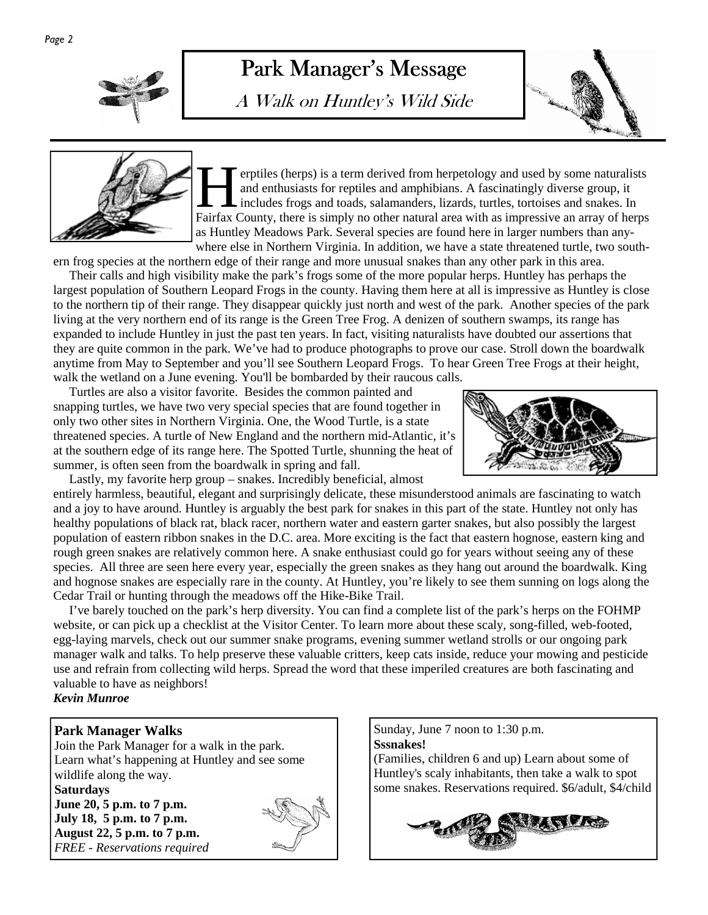# Park Manager's Message

## A Walk on Huntley's Wild Side

Herptiles (herps) is a term derived from herpetology and used by some naturalists and enthusiasts for reptiles and amphibians. A fascinatingly diverse group, it includes frogs and toads, salamanders, lizards, turtles, tortoises and snakes. In Fairfax County, there is simply no other natural area with as impressive an array of herps as Huntley Meadows Park. Several species are found here in larger numbers than anywhere else in Northern Virginia. In addition, we have a state threatened turtle, two southern frog species at the northern edge of their range and more unusual snakes than any other park in this area.

Their calls and high visibility make the park's frogs some of the more popular herps. Huntley has perhaps the largest population of Southern Leopard Frogs in the county. Having them here at all is impressive as Huntley is close to the northern tip of their range. They disappear quickly just north and west of the park. Another species of the park living at the very northern end of its range is the Green Tree Frog. A denizen of southern swamps, its range has expanded to include Huntley in just the past ten years. In fact, visiting naturalists have doubted our assertions that they are quite common in the park. We've had to produce photographs to prove our case. Stroll down the boardwalk anytime from May to September and you'll see Southern Leopard Frogs. To hear Green Tree Frogs at their height, walk the wetland on a June evening. You'll be bombarded by their raucous calls.

Turtles are also a visitor favorite. Besides the common painted and snapping turtles, we have two very special species that are found together in only two other sites in Northern Virginia. One, the Wood Turtle, is a state threatened species. A turtle of New England and the northern mid-Atlantic, it's at the southern edge of its range here. The Spotted Turtle, shunning the heat of summer, is often seen from the boardwalk in spring and fall.

Lastly, my favorite herp group – snakes. Incredibly beneficial, almost entirely harmless, beautiful, elegant and surprisingly delicate, these misunderstood animals are fascinating to watch and a joy to have around. Huntley is arguably the best park for snakes in this part of the state. Huntley not only has healthy populations of black rat, black racer, northern water and eastern garter snakes, but also possibly the largest population of eastern ribbon snakes in the D.C. area. More exciting is the fact that eastern hognose, eastern king and rough green snakes are relatively common here. A snake enthusiast could go for years without seeing any of these species. All three are seen here every year, especially the green snakes as they hang out around the boardwalk. King and hognose snakes are especially rare in the county. At Huntley, you're likely to see them sunning on logs along the Cedar Trail or hunting through the meadows off the Hike-Bike Trail.

I've barely touched on the park's herp diversity. You can find a complete list of the park's herps on the FOHMP website, or can pick up a checklist at the Visitor Center. To learn more about these scaly, song-filled, web-footed, egg-laying marvels, check out our summer snake programs, evening summer wetland strolls or our ongoing park manager walk and talks. To help preserve these valuable critters, keep cats inside, reduce your mowing and pesticide use and refrain from collecting wild herps. Spread the word that these imperiled creatures are both fascinating and valuable to have as neighbors!

***Kevin Munroe***

**Park Manager Walks**

Join the Park Manager for a walk in the park. Learn what's happening at Huntley and see some wildlife along the way.

**Saturdays**

**June 20, 5 p.m. to 7 p.m.**
**July 18, 5 p.m. to 7 p.m.**
**August 22, 5 p.m. to 7 p.m.**

*FREE - Reservations required*

Sunday, June 7 noon to 1:30 p.m.

**Sssnakes!**

(Families, children 6 and up) Learn about some of Huntley's scaly inhabitants, then take a walk to spot some snakes. Reservations required. $6/adult, $4/child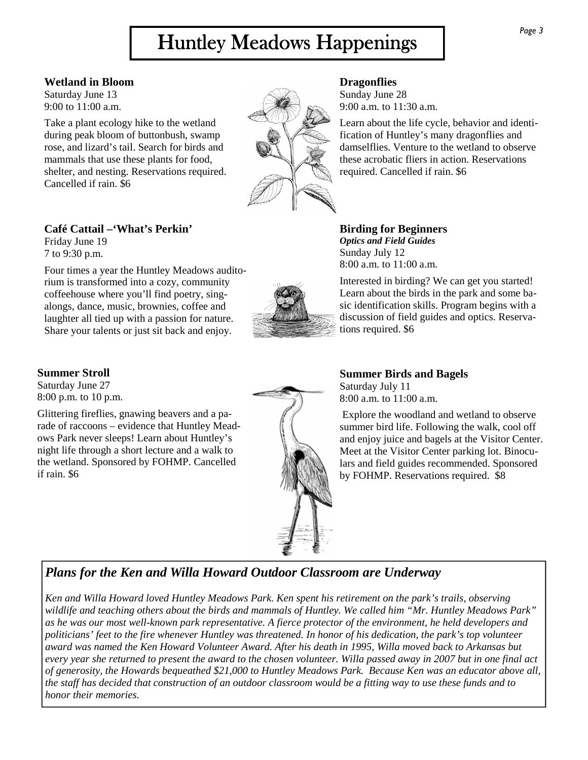# Huntley Meadows Happenings

### Wetland in Bloom

Saturday June 13
9:00 to 11:00 a.m.

Take a plant ecology hike to the wetland during peak bloom of buttonbush, swamp rose, and lizard's tail. Search for birds and mammals that use these plants for food, shelter, and nesting. Reservations required. Cancelled if rain. $6

### Café Cattail –'What's Perkin'

Friday June 19
7 to 9:30 p.m.

Four times a year the Huntley Meadows auditorium is transformed into a cozy, community coffeehouse where you'll find poetry, sing-alongs, dance, music, brownies, coffee and laughter all tied up with a passion for nature. Share your talents or just sit back and enjoy.

### Summer Stroll

Saturday June 27
8:00 p.m. to 10 p.m.

Glittering fireflies, gnawing beavers and a parade of raccoons – evidence that Huntley Meadows Park never sleeps! Learn about Huntley's night life through a short lecture and a walk to the wetland. Sponsored by FOHMP. Cancelled if rain. $6

### Dragonflies

Sunday June 28
9:00 a.m. to 11:30 a.m.

Learn about the life cycle, behavior and identification of Huntley's many dragonflies and damselflies. Venture to the wetland to observe these acrobatic fliers in action. Reservations required. Cancelled if rain. $6

### Birding for Beginners

***Optics and Field Guides***

Sunday July 12
8:00 a.m. to 11:00 a.m.

Interested in birding? We can get you started! Learn about the birds in the park and some basic identification skills. Program begins with a discussion of field guides and optics. Reservations required. $6

### Summer Birds and Bagels

Saturday July 11
8:00 a.m. to 11:00 a.m.

Explore the woodland and wetland to observe summer bird life. Following the walk, cool off and enjoy juice and bagels at the Visitor Center. Meet at the Visitor Center parking lot. Binoculars and field guides recommended. Sponsored by FOHMP. Reservations required. $8

## *Plans for the Ken and Willa Howard Outdoor Classroom are Underway*

*Ken and Willa Howard loved Huntley Meadows Park. Ken spent his retirement on the park's trails, observing wildlife and teaching others about the birds and mammals of Huntley. We called him "Mr. Huntley Meadows Park" as he was our most well-known park representative. A fierce protector of the environment, he held developers and politicians' feet to the fire whenever Huntley was threatened. In honor of his dedication, the park's top volunteer award was named the Ken Howard Volunteer Award. After his death in 1995, Willa moved back to Arkansas but every year she returned to present the award to the chosen volunteer. Willa passed away in 2007 but in one final act of generosity, the Howards bequeathed $21,000 to Huntley Meadows Park. Because Ken was an educator above all, the staff has decided that construction of an outdoor classroom would be a fitting way to use these funds and to honor their memories.*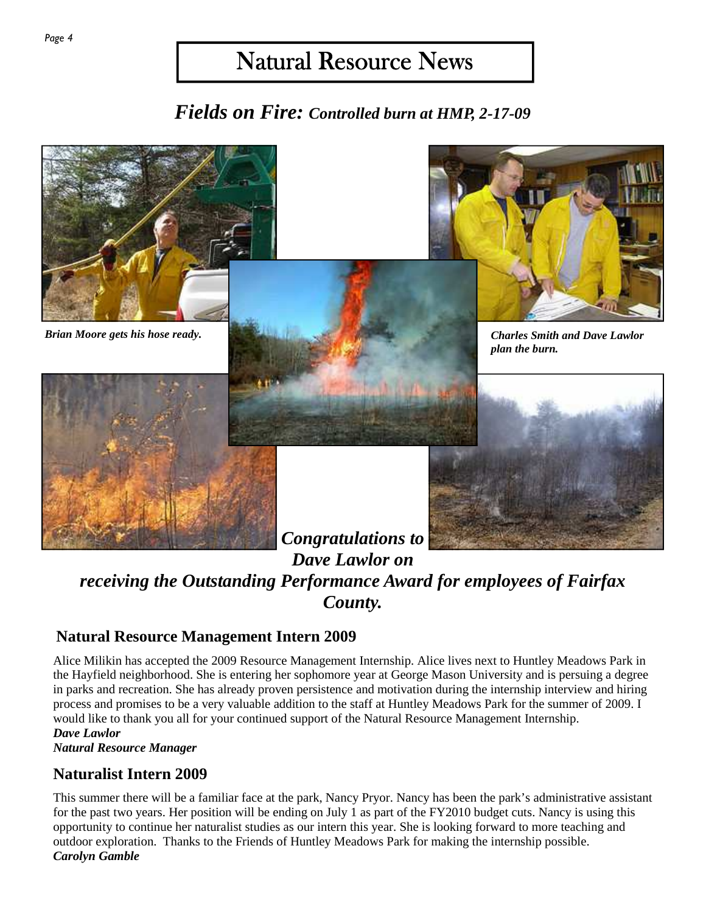# Natural Resource News

## *Fields on Fire: Controlled burn at HMP, 2-17-09*

***Brian Moore gets his hose ready.***

***Charles Smith and Dave Lawlor plan the burn.***

***Congratulations to Dave Lawlor on receiving the Outstanding Performance Award for employees of Fairfax County.***

### Natural Resource Management Intern 2009

Alice Milikin has accepted the 2009 Resource Management Internship. Alice lives next to Huntley Meadows Park in the Hayfield neighborhood. She is entering her sophomore year at George Mason University and is persuing a degree in parks and recreation. She has already proven persistence and motivation during the internship interview and hiring process and promises to be a very valuable addition to the staff at Huntley Meadows Park for the summer of 2009. I would like to thank you all for your continued support of the Natural Resource Management Internship.
***Dave Lawlor***
***Natural Resource Manager***

### Naturalist Intern 2009

This summer there will be a familiar face at the park, Nancy Pryor. Nancy has been the park's administrative assistant for the past two years. Her position will be ending on July 1 as part of the FY2010 budget cuts. Nancy is using this opportunity to continue her naturalist studies as our intern this year. She is looking forward to more teaching and outdoor exploration. Thanks to the Friends of Huntley Meadows Park for making the internship possible.
***Carolyn Gamble***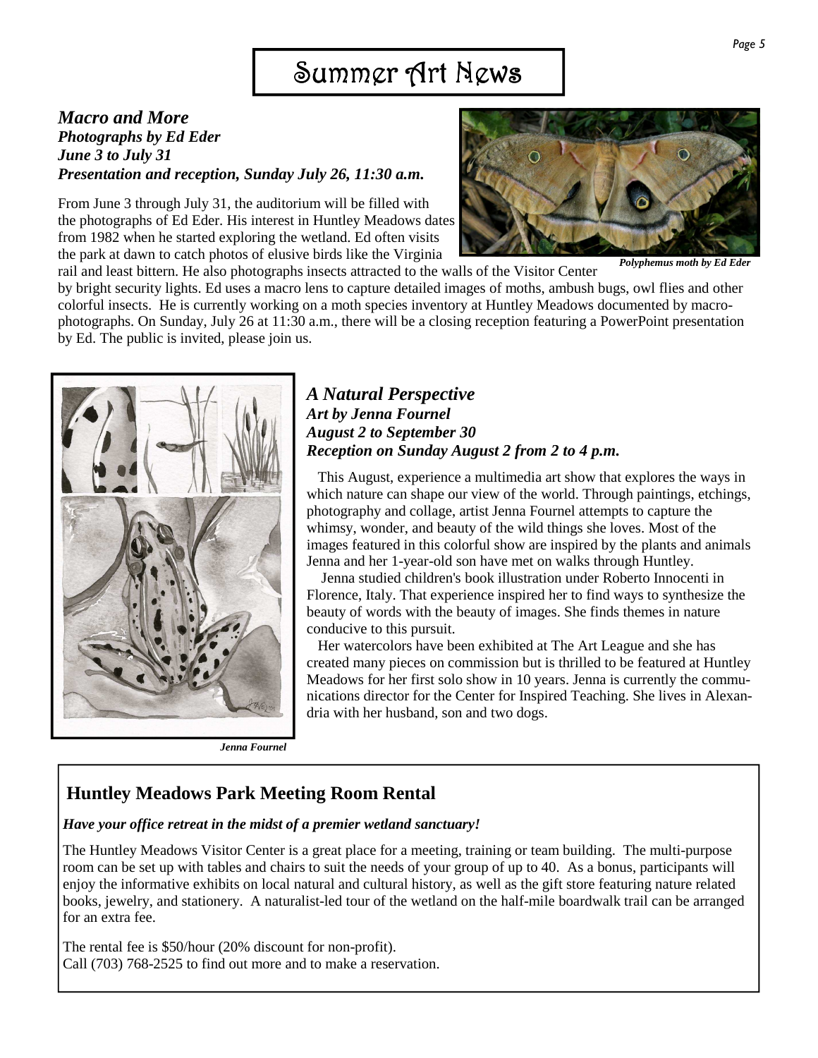# Summer Art News

## *Macro and More*

***Photographs by Ed Eder***
***June 3 to July 31***
***Presentation and reception, Sunday July 26, 11:30 a.m.***

From June 3 through July 31, the auditorium will be filled with the photographs of Ed Eder. His interest in Huntley Meadows dates from 1982 when he started exploring the wetland. Ed often visits the park at dawn to catch photos of elusive birds like the Virginia rail and least bittern. He also photographs insects attracted to the walls of the Visitor Center by bright security lights. Ed uses a macro lens to capture detailed images of moths, ambush bugs, owl flies and other colorful insects. He is currently working on a moth species inventory at Huntley Meadows documented by macro-photographs. On Sunday, July 26 at 11:30 a.m., there will be a closing reception featuring a PowerPoint presentation by Ed. The public is invited, please join us.

***Polyphemus moth by Ed Eder***

## *A Natural Perspective*

***Art by Jenna Fournel***
***August 2 to September 30***
***Reception on Sunday August 2 from 2 to 4 p.m.***

This August, experience a multimedia art show that explores the ways in which nature can shape our view of the world. Through paintings, etchings, photography and collage, artist Jenna Fournel attempts to capture the whimsy, wonder, and beauty of the wild things she loves. Most of the images featured in this colorful show are inspired by the plants and animals Jenna and her 1-year-old son have met on walks through Huntley.

Jenna studied children's book illustration under Roberto Innocenti in Florence, Italy. That experience inspired her to find ways to synthesize the beauty of words with the beauty of images. She finds themes in nature conducive to this pursuit.

Her watercolors have been exhibited at The Art League and she has created many pieces on commission but is thrilled to be featured at Huntley Meadows for her first solo show in 10 years. Jenna is currently the communications director for the Center for Inspired Teaching. She lives in Alexandria with her husband, son and two dogs.

***Jenna Fournel***

## Huntley Meadows Park Meeting Room Rental

***Have your office retreat in the midst of a premier wetland sanctuary!***

The Huntley Meadows Visitor Center is a great place for a meeting, training or team building. The multi-purpose room can be set up with tables and chairs to suit the needs of your group of up to 40. As a bonus, participants will enjoy the informative exhibits on local natural and cultural history, as well as the gift store featuring nature related books, jewelry, and stationery. A naturalist-led tour of the wetland on the half-mile boardwalk trail can be arranged for an extra fee.

The rental fee is $50/hour (20% discount for non-profit).
Call (703) 768-2525 to find out more and to make a reservation.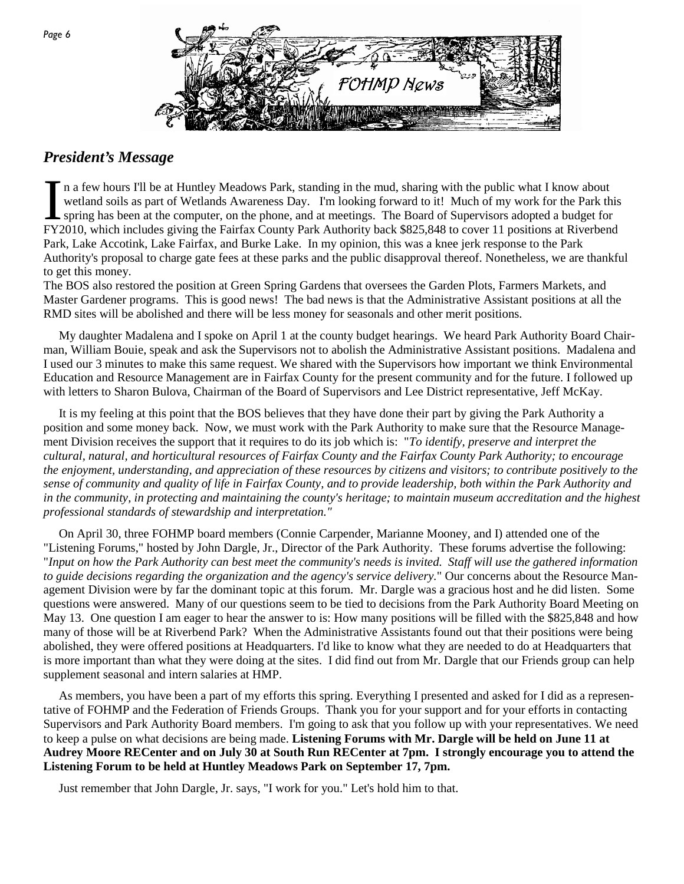## *President's Message*

In a few hours I'll be at Huntley Meadows Park, standing in the mud, sharing with the public what I know about wetland soils as part of Wetlands Awareness Day. I'm looking forward to it! Much of my work for the Park this spring has been at the computer, on the phone, and at meetings. The Board of Supervisors adopted a budget for FY2010, which includes giving the Fairfax County Park Authority back $825,848 to cover 11 positions at Riverbend Park, Lake Accotink, Lake Fairfax, and Burke Lake. In my opinion, this was a knee jerk response to the Park Authority's proposal to charge gate fees at these parks and the public disapproval thereof. Nonetheless, we are thankful to get this money.

The BOS also restored the position at Green Spring Gardens that oversees the Garden Plots, Farmers Markets, and Master Gardener programs. This is good news! The bad news is that the Administrative Assistant positions at all the RMD sites will be abolished and there will be less money for seasonals and other merit positions.

My daughter Madalena and I spoke on April 1 at the county budget hearings. We heard Park Authority Board Chairman, William Bouie, speak and ask the Supervisors not to abolish the Administrative Assistant positions. Madalena and I used our 3 minutes to make this same request. We shared with the Supervisors how important we think Environmental Education and Resource Management are in Fairfax County for the present community and for the future. I followed up with letters to Sharon Bulova, Chairman of the Board of Supervisors and Lee District representative, Jeff McKay.

It is my feeling at this point that the BOS believes that they have done their part by giving the Park Authority a position and some money back. Now, we must work with the Park Authority to make sure that the Resource Management Division receives the support that it requires to do its job which is: "*To identify, preserve and interpret the cultural, natural, and horticultural resources of Fairfax County and the Fairfax County Park Authority; to encourage the enjoyment, understanding, and appreciation of these resources by citizens and visitors; to contribute positively to the sense of community and quality of life in Fairfax County, and to provide leadership, both within the Park Authority and in the community, in protecting and maintaining the county's heritage; to maintain museum accreditation and the highest professional standards of stewardship and interpretation."*

On April 30, three FOHMP board members (Connie Carpender, Marianne Mooney, and I) attended one of the "Listening Forums," hosted by John Dargle, Jr., Director of the Park Authority. These forums advertise the following: "*Input on how the Park Authority can best meet the community's needs is invited. Staff will use the gathered information to guide decisions regarding the organization and the agency's service delivery.*" Our concerns about the Resource Management Division were by far the dominant topic at this forum. Mr. Dargle was a gracious host and he did listen. Some questions were answered. Many of our questions seem to be tied to decisions from the Park Authority Board Meeting on May 13. One question I am eager to hear the answer to is: How many positions will be filled with the $825,848 and how many of those will be at Riverbend Park? When the Administrative Assistants found out that their positions were being abolished, they were offered positions at Headquarters. I'd like to know what they are needed to do at Headquarters that is more important than what they were doing at the sites. I did find out from Mr. Dargle that our Friends group can help supplement seasonal and intern salaries at HMP.

As members, you have been a part of my efforts this spring. Everything I presented and asked for I did as a representative of FOHMP and the Federation of Friends Groups. Thank you for your support and for your efforts in contacting Supervisors and Park Authority Board members. I'm going to ask that you follow up with your representatives. We need to keep a pulse on what decisions are being made. **Listening Forums with Mr. Dargle will be held on June 11 at Audrey Moore RECenter and on July 30 at South Run RECenter at 7pm. I strongly encourage you to attend the Listening Forum to be held at Huntley Meadows Park on September 17, 7pm.**

Just remember that John Dargle, Jr. says, "I work for you." Let's hold him to that.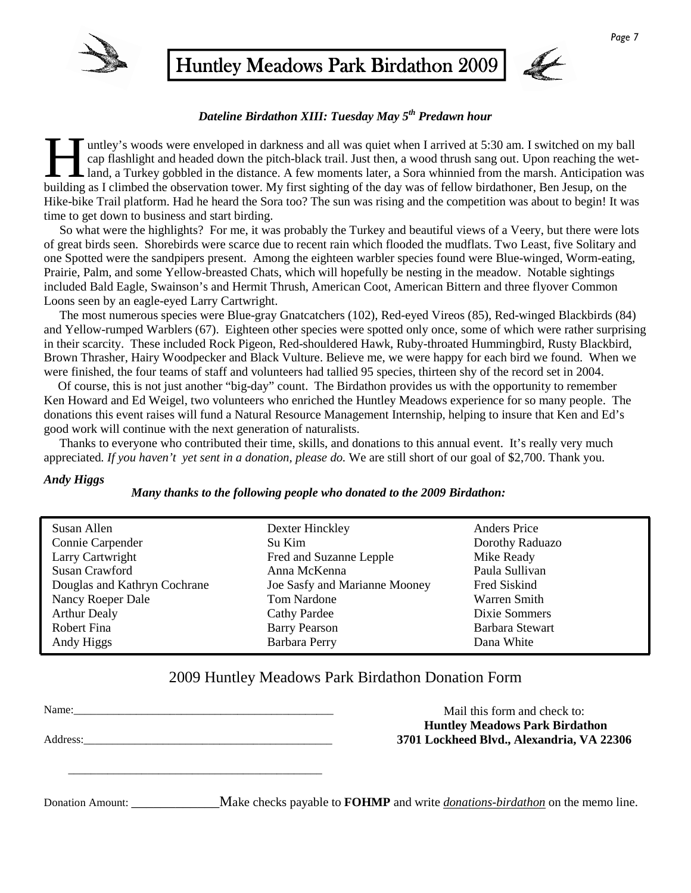# Huntley Meadows Park Birdathon 2009

***Dateline Birdathon XIII: Tuesday May 5th Predawn hour***

Huntley's woods were enveloped in darkness and all was quiet when I arrived at 5:30 am. I switched on my ball cap flashlight and headed down the pitch-black trail. Just then, a wood thrush sang out. Upon reaching the wetland, a Turkey gobbled in the distance. A few moments later, a Sora whinnied from the marsh. Anticipation was building as I climbed the observation tower. My first sighting of the day was of fellow birdathoner, Ben Jesup, on the Hike-bike Trail platform. Had he heard the Sora too? The sun was rising and the competition was about to begin! It was time to get down to business and start birding.

So what were the highlights? For me, it was probably the Turkey and beautiful views of a Veery, but there were lots of great birds seen. Shorebirds were scarce due to recent rain which flooded the mudflats. Two Least, five Solitary and one Spotted were the sandpipers present. Among the eighteen warbler species found were Blue-winged, Worm-eating, Prairie, Palm, and some Yellow-breasted Chats, which will hopefully be nesting in the meadow. Notable sightings included Bald Eagle, Swainson's and Hermit Thrush, American Coot, American Bittern and three flyover Common Loons seen by an eagle-eyed Larry Cartwright.

The most numerous species were Blue-gray Gnatcatchers (102), Red-eyed Vireos (85), Red-winged Blackbirds (84) and Yellow-rumped Warblers (67). Eighteen other species were spotted only once, some of which were rather surprising in their scarcity. These included Rock Pigeon, Red-shouldered Hawk, Ruby-throated Hummingbird, Rusty Blackbird, Brown Thrasher, Hairy Woodpecker and Black Vulture. Believe me, we were happy for each bird we found. When we were finished, the four teams of staff and volunteers had tallied 95 species, thirteen shy of the record set in 2004.

Of course, this is not just another "big-day" count. The Birdathon provides us with the opportunity to remember Ken Howard and Ed Weigel, two volunteers who enriched the Huntley Meadows experience for so many people. The donations this event raises will fund a Natural Resource Management Internship, helping to insure that Ken and Ed's good work will continue with the next generation of naturalists.

Thanks to everyone who contributed their time, skills, and donations to this annual event. It's really very much appreciated. *If you haven't yet sent in a donation, please do.* We are still short of our goal of $2,700. Thank you.

***Andy Higgs***

***Many thanks to the following people who donated to the 2009 Birdathon:***

| | | |
|---|---|---|
| Susan Allen | Dexter Hinckley | Anders Price |
| Connie Carpender | Su Kim | Dorothy Raduazo |
| Larry Cartwright | Fred and Suzanne Lepple | Mike Ready |
| Susan Crawford | Anna McKenna | Paula Sullivan |
| Douglas and Kathryn Cochrane | Joe Sasfy and Marianne Mooney | Fred Siskind |
| Nancy Roeper Dale | Tom Nardone | Warren Smith |
| Arthur Dealy | Cathy Pardee | Dixie Sommers |
| Robert Fina | Barry Pearson | Barbara Stewart |
| Andy Higgs | Barbara Perry | Dana White |

## 2009 Huntley Meadows Park Birdathon Donation Form

Name:_______________________________________________

Address:_____________________________________________

_____________________________________________

Mail this form and check to:
**Huntley Meadows Park Birdathon**
**3701 Lockheed Blvd., Alexandria, VA 22306**

Donation Amount: ______________ Make checks payable to **FOHMP** and write ***donations-birdathon*** on the memo line.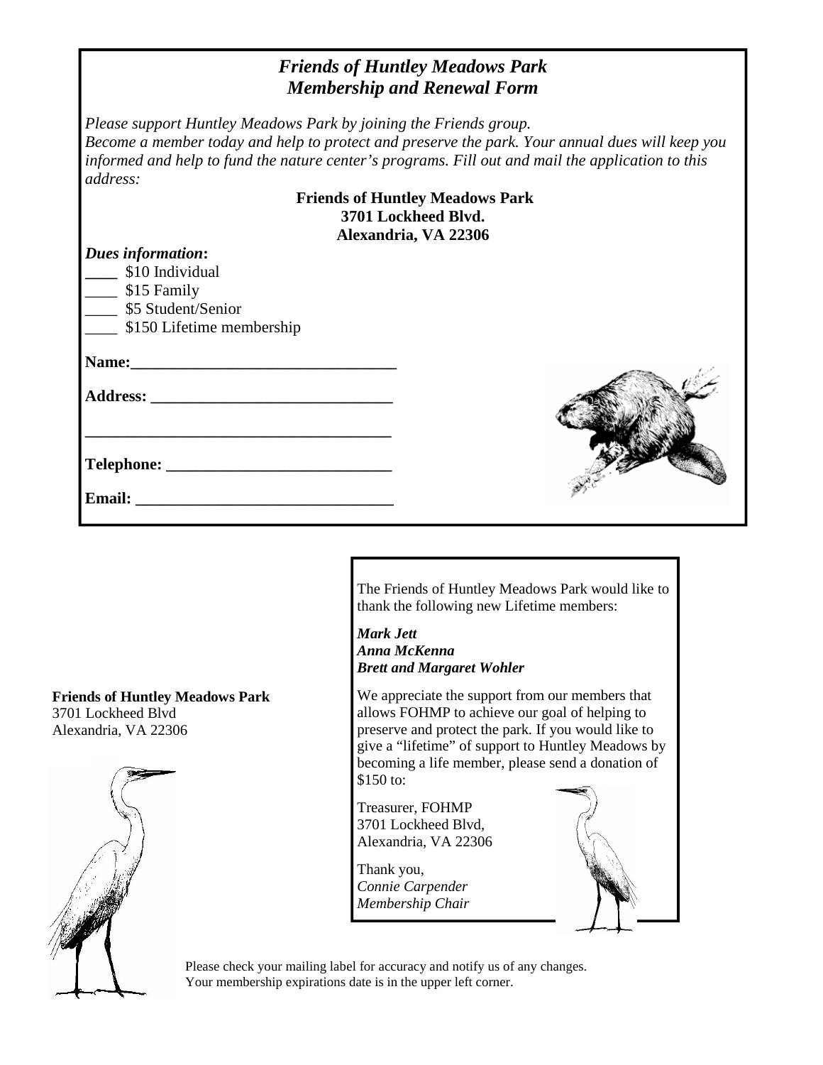## *Friends of Huntley Meadows Park*
## *Membership and Renewal Form*

*Please support Huntley Meadows Park by joining the Friends group.*
*Become a member today and help to protect and preserve the park. Your annual dues will keep you informed and help to fund the nature center's programs. Fill out and mail the application to this address:*

**Friends of Huntley Meadows Park**
**3701 Lockheed Blvd.**
**Alexandria, VA 22306**

***Dues information*:**

____ $10 Individual
____ $15 Family
____ $5 Student/Senior
____ $150 Lifetime membership

**Name:**________________________________

**Address:** ______________________________

________________________________________

**Telephone:** ____________________________

**Email:** ________________________________

---

The Friends of Huntley Meadows Park would like to thank the following new Lifetime members:

***Mark Jett***
***Anna McKenna***
***Brett and Margaret Wohler***

We appreciate the support from our members that allows FOHMP to achieve our goal of helping to preserve and protect the park. If you would like to give a "lifetime" of support to Huntley Meadows by becoming a life member, please send a donation of $150 to:

Treasurer, FOHMP
3701 Lockheed Blvd,
Alexandria, VA 22306

Thank you,
*Connie Carpender*
*Membership Chair*

---

**Friends of Huntley Meadows Park**
3701 Lockheed Blvd
Alexandria, VA 22306

Please check your mailing label for accuracy and notify us of any changes.
Your membership expirations date is in the upper left corner.